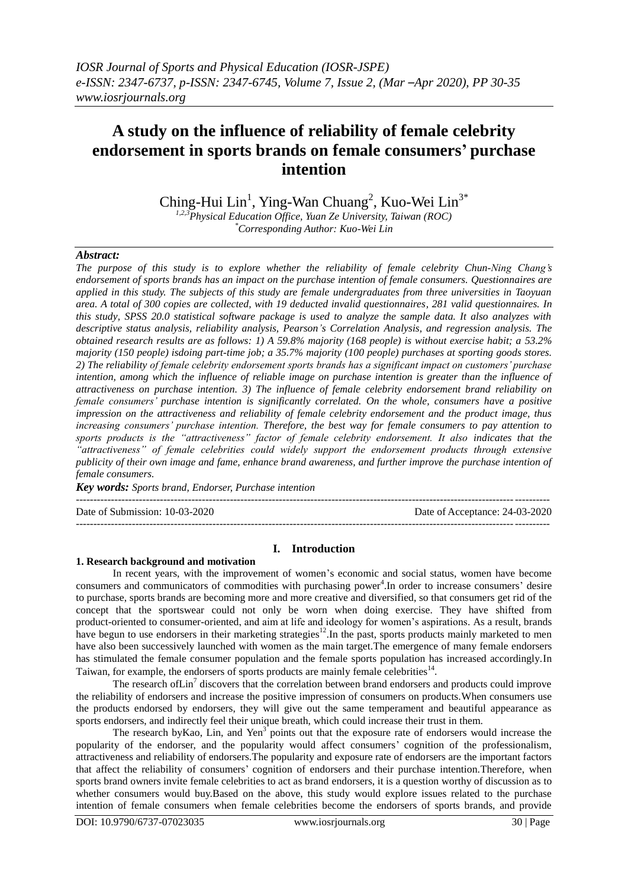*IOSR Journal of Sports and Physical Education (IOSR-JSPE)*
*e-ISSN: 2347-6737, p-ISSN: 2347-6745, Volume 7, Issue 2, (Mar –Apr 2020), PP 30-35*
*www.iosrjournals.org*

# A study on the influence of reliability of female celebrity endorsement in sports brands on female consumers' purchase intention

Ching-Hui Lin[1], Ying-Wan Chuang[2], Kuo-Wei Lin[3*]

[1,2,3]*Physical Education Office, Yuan Ze University, Taiwan (ROC)*
[*]*Corresponding Author: Kuo-Wei Lin*

***Abstract:***

*The purpose of this study is to explore whether the reliability of female celebrity Chun-Ning Chang's endorsement of sports brands has an impact on the purchase intention of female consumers. Questionnaires are applied in this study. The subjects of this study are female undergraduates from three universities in Taoyuan area. A total of 300 copies are collected, with 19 deducted invalid questionnaires, 281 valid questionnaires. In this study, SPSS 20.0 statistical software package is used to analyze the sample data. It also analyzes with descriptive status analysis, reliability analysis, Pearson's Correlation Analysis, and regression analysis. The obtained research results are as follows: 1) A 59.8% majority (168 people) is without exercise habit; a 53.2% majority (150 people) isdoing part-time job; a 35.7% majority (100 people) purchases at sporting goods stores. 2) The reliability of female celebrity endorsement sports brands has a significant impact on customers' purchase intention, among which the influence of reliable image on purchase intention is greater than the influence of attractiveness on purchase intention. 3) The influence of female celebrity endorsement brand reliability on female consumers' purchase intention is significantly correlated. On the whole, consumers have a positive impression on the attractiveness and reliability of female celebrity endorsement and the product image, thus increasing consumers' purchase intention. Therefore, the best way for female consumers to pay attention to sports products is the "attractiveness" factor of female celebrity endorsement. It also indicates that the "attractiveness" of female celebrities could widely support the endorsement products through extensive publicity of their own image and fame, enhance brand awareness, and further improve the purchase intention of female consumers.*

***Key words:*** *Sports brand, Endorser, Purchase intention*

---

Date of Submission: 10-03-2020 | Date of Acceptance: 24-03-2020

---

## I. Introduction

### 1. Research background and motivation

In recent years, with the improvement of women's economic and social status, women have become consumers and communicators of commodities with purchasing power[4].In order to increase consumers' desire to purchase, sports brands are becoming more and more creative and diversified, so that consumers get rid of the concept that the sportswear could not only be worn when doing exercise. They have shifted from product-oriented to consumer-oriented, and aim at life and ideology for women's aspirations. As a result, brands have begun to use endorsers in their marketing strategies[12].In the past, sports products mainly marketed to men have also been successively launched with women as the main target.The emergence of many female endorsers has stimulated the female consumer population and the female sports population has increased accordingly.In Taiwan, for example, the endorsers of sports products are mainly female celebrities[14].

The research ofLin[7] discovers that the correlation between brand endorsers and products could improve the reliability of endorsers and increase the positive impression of consumers on products.When consumers use the products endorsed by endorsers, they will give out the same temperament and beautiful appearance as sports endorsers, and indirectly feel their unique breath, which could increase their trust in them.

The research byKao, Lin, and Yen[3] points out that the exposure rate of endorsers would increase the popularity of the endorser, and the popularity would affect consumers' cognition of the professionalism, attractiveness and reliability of endorsers.The popularity and exposure rate of endorsers are the important factors that affect the reliability of consumers' cognition of endorsers and their purchase intention.Therefore, when sports brand owners invite female celebrities to act as brand endorsers, it is a question worthy of discussion as to whether consumers would buy.Based on the above, this study would explore issues related to the purchase intention of female consumers when female celebrities become the endorsers of sports brands, and provide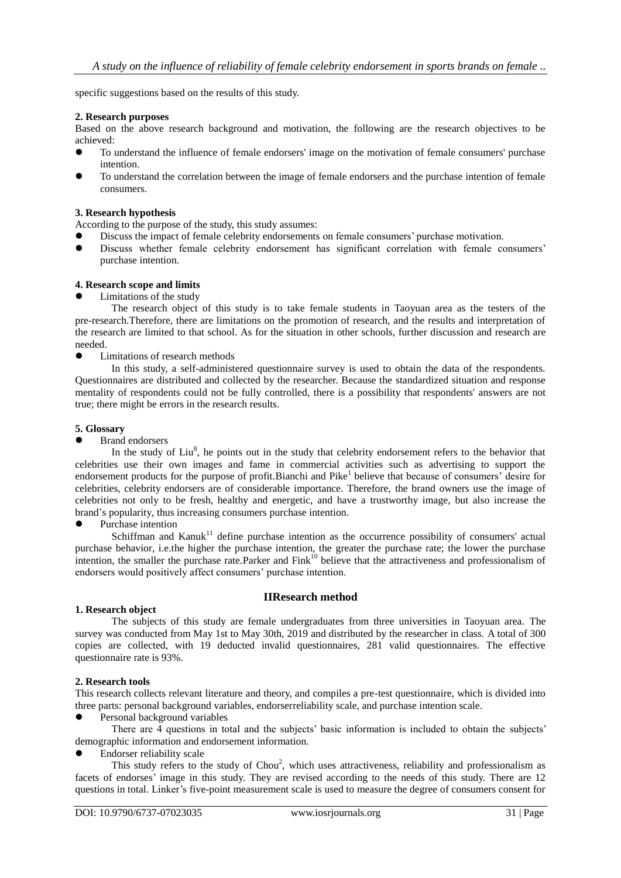specific suggestions based on the results of this study.

**2. Research purposes**

Based on the above research background and motivation, the following are the research objectives to be achieved:

- To understand the influence of female endorsers' image on the motivation of female consumers' purchase intention.
- To understand the correlation between the image of female endorsers and the purchase intention of female consumers.

**3. Research hypothesis**

According to the purpose of the study, this study assumes:

- Discuss the impact of female celebrity endorsements on female consumers' purchase motivation.
- Discuss whether female celebrity endorsement has significant correlation with female consumers' purchase intention.

**4. Research scope and limits**

- Limitations of the study

The research object of this study is to take female students in Taoyuan area as the testers of the pre-research.Therefore, there are limitations on the promotion of research, and the results and interpretation of the research are limited to that school. As for the situation in other schools, further discussion and research are needed.

- Limitations of research methods

In this study, a self-administered questionnaire survey is used to obtain the data of the respondents. Questionnaires are distributed and collected by the researcher. Because the standardized situation and response mentality of respondents could not be fully controlled, there is a possibility that respondents' answers are not true; there might be errors in the research results.

**5. Glossary**

- Brand endorsers

In the study of Liu[8], he points out in the study that celebrity endorsement refers to the behavior that celebrities use their own images and fame in commercial activities such as advertising to support the endorsement products for the purpose of profit.Bianchi and Pike[1] believe that because of consumers' desire for celebrities, celebrity endorsers are of considerable importance. Therefore, the brand owners use the image of celebrities not only to be fresh, healthy and energetic, and have a trustworthy image, but also increase the brand's popularity, thus increasing consumers purchase intention.

- Purchase intention

Schiffman and Kanuk[11] define purchase intention as the occurrence possibility of consumers' actual purchase behavior, i.e.the higher the purchase intention, the greater the purchase rate; the lower the purchase intention, the smaller the purchase rate.Parker and Fink[10] believe that the attractiveness and professionalism of endorsers would positively affect consumers' purchase intention.

## IIResearch method

**1. Research object**

The subjects of this study are female undergraduates from three universities in Taoyuan area. The survey was conducted from May 1st to May 30th, 2019 and distributed by the researcher in class. A total of 300 copies are collected, with 19 deducted invalid questionnaires, 281 valid questionnaires. The effective questionnaire rate is 93%.

**2. Research tools**

This research collects relevant literature and theory, and compiles a pre-test questionnaire, which is divided into three parts: personal background variables, endorserreliability scale, and purchase intention scale.

- Personal background variables

There are 4 questions in total and the subjects' basic information is included to obtain the subjects' demographic information and endorsement information.

- Endorser reliability scale

This study refers to the study of Chou[2], which uses attractiveness, reliability and professionalism as facets of endorses' image in this study. They are revised according to the needs of this study. There are 12 questions in total. Linker's five-point measurement scale is used to measure the degree of consumers consent for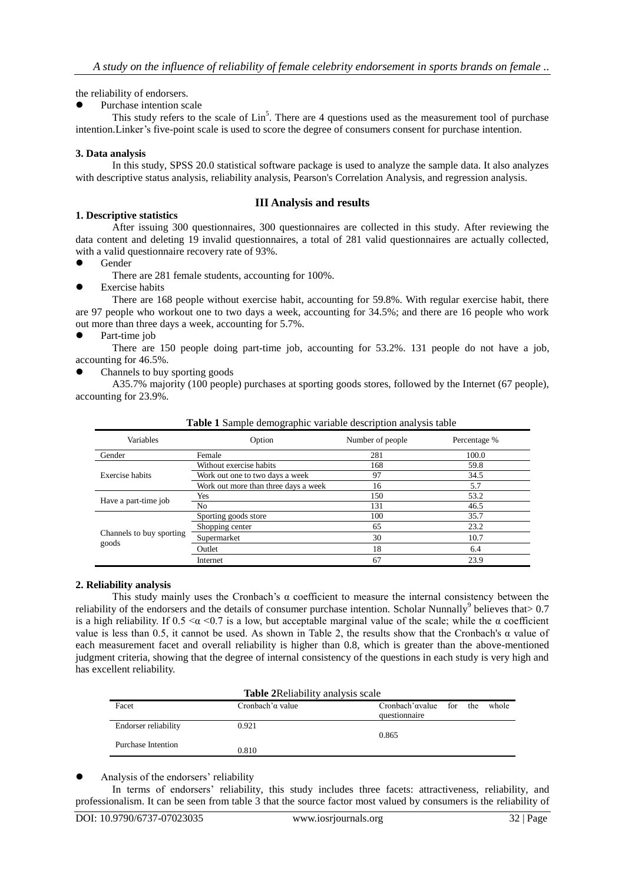the reliability of endorsers.

- Purchase intention scale

This study refers to the scale of Lin[5]. There are 4 questions used as the measurement tool of purchase intention.Linker's five-point scale is used to score the degree of consumers consent for purchase intention.

### 3. Data analysis

In this study, SPSS 20.0 statistical software package is used to analyze the sample data. It also analyzes with descriptive status analysis, reliability analysis, Pearson's Correlation Analysis, and regression analysis.

## III Analysis and results

### 1. Descriptive statistics

After issuing 300 questionnaires, 300 questionnaires are collected in this study. After reviewing the data content and deleting 19 invalid questionnaires, a total of 281 valid questionnaires are actually collected, with a valid questionnaire recovery rate of 93%.

- Gender

There are 281 female students, accounting for 100%.

- Exercise habits

There are 168 people without exercise habit, accounting for 59.8%. With regular exercise habit, there are 97 people who workout one to two days a week, accounting for 34.5%; and there are 16 people who work out more than three days a week, accounting for 5.7%.

- Part-time job

There are 150 people doing part-time job, accounting for 53.2%. 131 people do not have a job, accounting for 46.5%.

- Channels to buy sporting goods

A35.7% majority (100 people) purchases at sporting goods stores, followed by the Internet (67 people), accounting for 23.9%.

**Table 1** Sample demographic variable description analysis table

| Variables | Option | Number of people | Percentage % |
|---|---|---|---|
| Gender | Female | 281 | 100.0 |
| Exercise habits | Without exercise habits | 168 | 59.8 |
| | Work out one to two days a week | 97 | 34.5 |
| | Work out more than three days a week | 16 | 5.7 |
| Have a part-time job | Yes | 150 | 53.2 |
| | No | 131 | 46.5 |
| Channels to buy sporting goods | Sporting goods store | 100 | 35.7 |
| | Shopping center | 65 | 23.2 |
| | Supermarket | 30 | 10.7 |
| | Outlet | 18 | 6.4 |
| | Internet | 67 | 23.9 |

### 2. Reliability analysis

This study mainly uses the Cronbach's α coefficient to measure the internal consistency between the reliability of the endorsers and the details of consumer purchase intention. Scholar Nunnally[9] believes that> 0.7 is a high reliability. If $0.5 < \alpha < 0.7$ is a low, but acceptable marginal value of the scale; while the α coefficient value is less than 0.5, it cannot be used. As shown in Table 2, the results show that the Cronbach's α value of each measurement facet and overall reliability is higher than 0.8, which is greater than the above-mentioned judgment criteria, showing that the degree of internal consistency of the questions in each study is very high and has excellent reliability.

**Table 2**Reliability analysis scale

| Facet | Cronbach'α value | Cronbach'αvalue for the whole questionnaire |
|---|---|---|
| Endorser reliability | 0.921 | 0.865 |
| Purchase Intention | 0.810 | |

- Analysis of the endorsers' reliability

In terms of endorsers' reliability, this study includes three facets: attractiveness, reliability, and professionalism. It can be seen from table 3 that the source factor most valued by consumers is the reliability of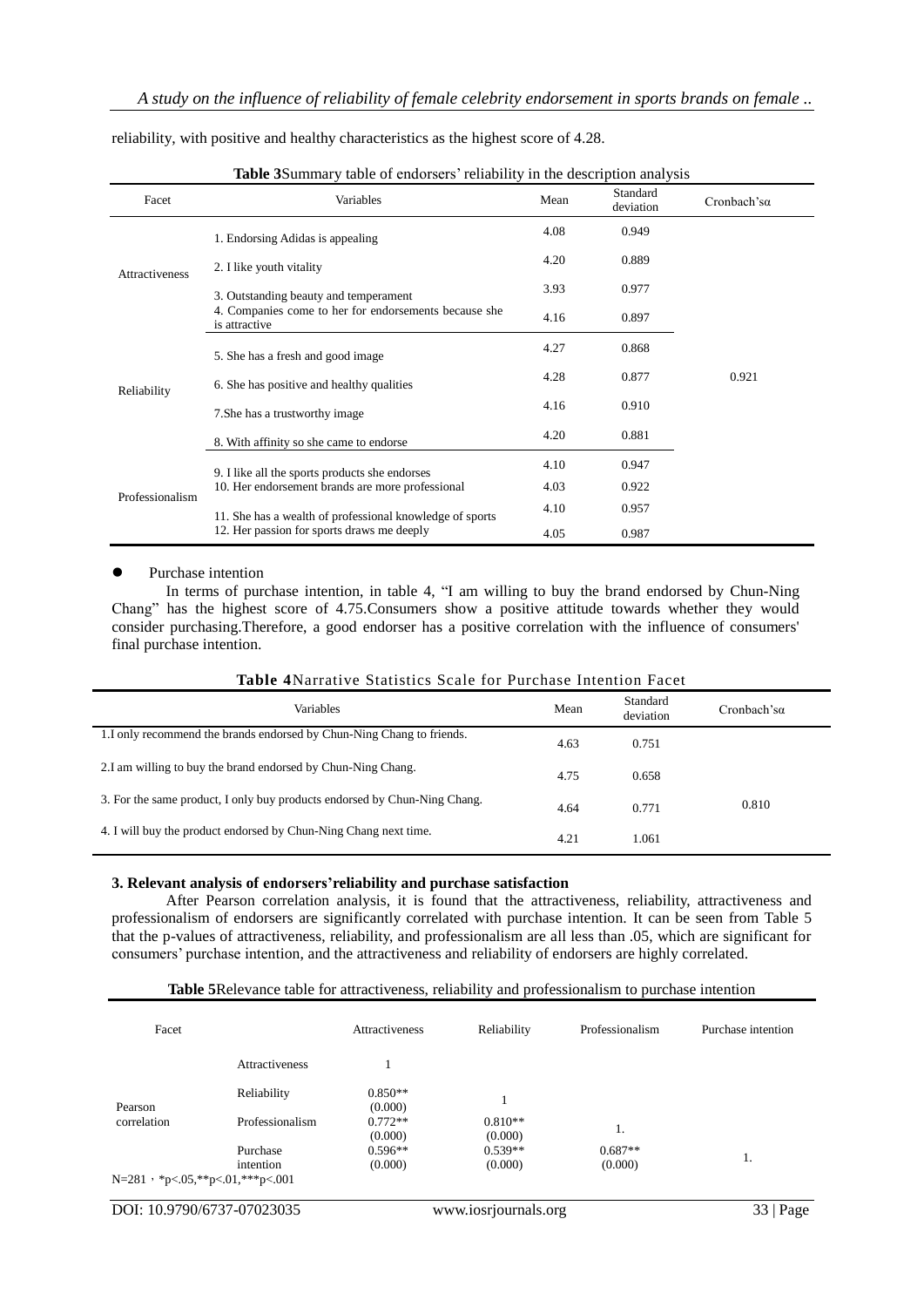reliability, with positive and healthy characteristics as the highest score of 4.28.

**Table 3** Summary table of endorsers' reliability in the description analysis

| Facet | Variables | Mean | Standard deviation | Cronbach'sα |
|---|---|---|---|---|
| Attractiveness | 1. Endorsing Adidas is appealing | 4.08 | 0.949 | 0.921 |
| | 2. I like youth vitality | 4.20 | 0.889 | |
| | 3. Outstanding beauty and temperament | 3.93 | 0.977 | |
| | 4. Companies come to her for endorsements because she is attractive | 4.16 | 0.897 | |
| Reliability | 5. She has a fresh and good image | 4.27 | 0.868 | |
| | 6. She has positive and healthy qualities | 4.28 | 0.877 | |
| | 7.She has a trustworthy image | 4.16 | 0.910 | |
| | 8. With affinity so she came to endorse | 4.20 | 0.881 | |
| Professionalism | 9. I like all the sports products she endorses | 4.10 | 0.947 | |
| | 10. Her endorsement brands are more professional | 4.03 | 0.922 | |
| | 11. She has a wealth of professional knowledge of sports | 4.10 | 0.957 | |
| | 12. Her passion for sports draws me deeply | 4.05 | 0.987 | |

- Purchase intention

In terms of purchase intention, in table 4, "I am willing to buy the brand endorsed by Chun-Ning Chang" has the highest score of 4.75.Consumers show a positive attitude towards whether they would consider purchasing.Therefore, a good endorser has a positive correlation with the influence of consumers' final purchase intention.

**Table 4** Narrative Statistics Scale for Purchase Intention Facet

| Variables | Mean | Standard deviation | Cronbach'sα |
|---|---|---|---|
| 1.I only recommend the brands endorsed by Chun-Ning Chang to friends. | 4.63 | 0.751 | 0.810 |
| 2.I am willing to buy the brand endorsed by Chun-Ning Chang. | 4.75 | 0.658 | |
| 3. For the same product, I only buy products endorsed by Chun-Ning Chang. | 4.64 | 0.771 | |
| 4. I will buy the product endorsed by Chun-Ning Chang next time. | 4.21 | 1.061 | |

**3. Relevant analysis of endorsers'reliability and purchase satisfaction**

After Pearson correlation analysis, it is found that the attractiveness, reliability, attractiveness and professionalism of endorsers are significantly correlated with purchase intention. It can be seen from Table 5 that the p-values of attractiveness, reliability, and professionalism are all less than .05, which are significant for consumers' purchase intention, and the attractiveness and reliability of endorsers are highly correlated.

**Table 5** Relevance table for attractiveness, reliability and professionalism to purchase intention

| Facet | | Attractiveness | Reliability | Professionalism | Purchase intention |
|---|---|---|---|---|---|
| Pearson correlation | Attractiveness | 1 | | | |
| | Reliability | 0.850** (0.000) | 1 | | |
| | Professionalism | 0.772** (0.000) | 0.810** (0.000) | 1. | |
| | Purchase intention | 0.596** (0.000) | 0.539** (0.000) | 0.687** (0.000) | 1. |

N=281，*p<.05,**p<.01,***p<.001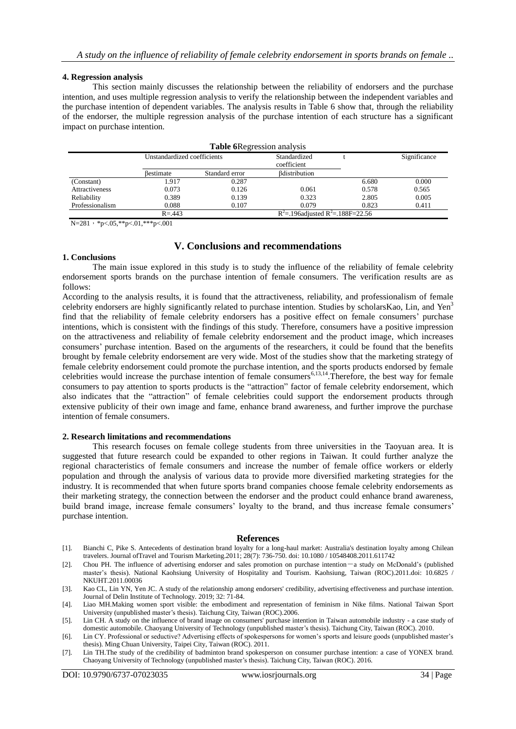### 4. Regression analysis

This section mainly discusses the relationship between the reliability of endorsers and the purchase intention, and uses multiple regression analysis to verify the relationship between the independent variables and the purchase intention of dependent variables. The analysis results in Table 6 show that, through the reliability of the endorser, the multiple regression analysis of the purchase intention of each structure has a significant impact on purchase intention.

**Table 6**Regression analysis

| | Unstandardized coefficients | | Standardized coefficient | t | Significance |
|---|---|---|---|---|---|
| | βestimate | Standard error | βdistribution | | |
| (Constant) | 1.917 | 0.287 | | 6.680 | 0.000 |
| Attractiveness | 0.073 | 0.126 | 0.061 | 0.578 | 0.565 |
| Reliability | 0.389 | 0.139 | 0.323 | 2.805 | 0.005 |
| Professionalism | 0.088 | 0.107 | 0.079 | 0.823 | 0.411 |
| | R=.443 | | $R^2$=.196adjusted $R^2$=.188F=22.56 | | |

N=281，*p<.05,**p<.01,***p<.001

## V. Conclusions and recommendations

### 1. Conclusions

The main issue explored in this study is to study the influence of the reliability of female celebrity endorsement sports brands on the purchase intention of female consumers. The verification results are as follows:

According to the analysis results, it is found that the attractiveness, reliability, and professionalism of female celebrity endorsers are highly significantly related to purchase intention. Studies by scholarsKao, Lin, and Yen[3] find that the reliability of female celebrity endorsers has a positive effect on female consumers' purchase intentions, which is consistent with the findings of this study. Therefore, consumers have a positive impression on the attractiveness and reliability of female celebrity endorsement and the product image, which increases consumers' purchase intention. Based on the arguments of the researchers, it could be found that the benefits brought by female celebrity endorsement are very wide. Most of the studies show that the marketing strategy of female celebrity endorsement could promote the purchase intention, and the sports products endorsed by female celebrities would increase the purchase intention of female consumers[6,13,14].Therefore, the best way for female consumers to pay attention to sports products is the "attraction" factor of female celebrity endorsement, which also indicates that the "attraction" of female celebrities could support the endorsement products through extensive publicity of their own image and fame, enhance brand awareness, and further improve the purchase intention of female consumers.

### 2. Research limitations and recommendations

This research focuses on female college students from three universities in the Taoyuan area. It is suggested that future research could be expanded to other regions in Taiwan. It could further analyze the regional characteristics of female consumers and increase the number of female office workers or elderly population and through the analysis of various data to provide more diversified marketing strategies for the industry. It is recommended that when future sports brand companies choose female celebrity endorsements as their marketing strategy, the connection between the endorser and the product could enhance brand awareness, build brand image, increase female consumers' loyalty to the brand, and thus increase female consumers' purchase intention.

## References

[1]. Bianchi C, Pike S. Antecedents of destination brand loyalty for a long-haul market: Australia's destination loyalty among Chilean travelers. Journal ofTravel and Tourism Marketing.2011; 28(7): 736-750. doi: 10.1080 / 10548408.2011.611742

[2]. Chou PH. The influence of advertising endorser and sales promotion on purchase intention－a study on McDonald's (published master's thesis). National Kaohsiung University of Hospitality and Tourism. Kaohsiung, Taiwan (ROC).2011.doi: 10.6825 / NKUHT.2011.00036

[3]. Kao CL, Lin YN, Yen JC. A study of the relationship among endorsers' credibility, advertising effectiveness and purchase intention. Journal of Delin Institute of Technology. 2019; 32: 71-84.

[4]. Liao MH.Making women sport visible: the embodiment and representation of feminism in Nike films. National Taiwan Sport University (unpublished master's thesis). Taichung City, Taiwan (ROC).2006.

[5]. Lin CH. A study on the influence of brand image on consumers' purchase intention in Taiwan automobile industry - a case study of domestic automobile. Chaoyang University of Technology (unpublished master's thesis). Taichung City, Taiwan (ROC). 2010.

[6]. Lin CY. Professional or seductive? Advertising effects of spokespersons for women's sports and leisure goods (unpublished master's thesis). Ming Chuan University, Taipei City, Taiwan (ROC). 2011.

[7]. Lin TH.The study of the credibility of badminton brand spokesperson on consumer purchase intention: a case of YONEX brand. Chaoyang University of Technology (unpublished master's thesis). Taichung City, Taiwan (ROC). 2016.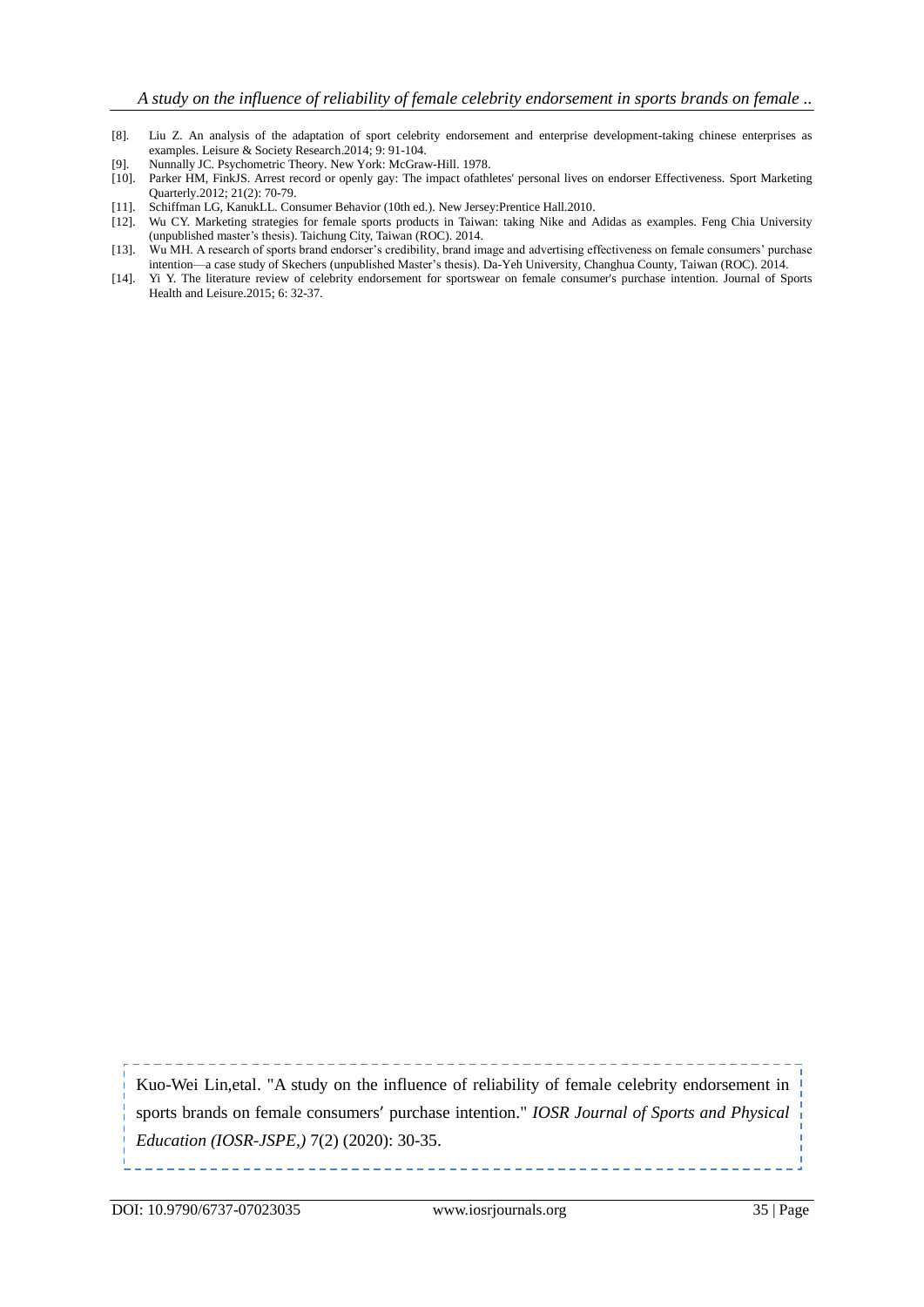[8]. Liu Z. An analysis of the adaptation of sport celebrity endorsement and enterprise development-taking chinese enterprises as examples. Leisure & Society Research.2014; 9: 91-104.

[9]. Nunnally JC. Psychometric Theory. New York: McGraw-Hill. 1978.

[10]. Parker HM, FinkJS. Arrest record or openly gay: The impact ofathletes' personal lives on endorser Effectiveness. Sport Marketing Quarterly.2012; 21(2): 70-79.

[11]. Schiffman LG, KanukLL. Consumer Behavior (10th ed.). New Jersey:Prentice Hall.2010.

[12]. Wu CY. Marketing strategies for female sports products in Taiwan: taking Nike and Adidas as examples. Feng Chia University (unpublished master's thesis). Taichung City, Taiwan (ROC). 2014.

[13]. Wu MH. A research of sports brand endorser's credibility, brand image and advertising effectiveness on female consumers' purchase intention—a case study of Skechers (unpublished Master's thesis). Da-Yeh University, Changhua County, Taiwan (ROC). 2014.

[14]. Yi Y. The literature review of celebrity endorsement for sportswear on female consumer's purchase intention. Journal of Sports Health and Leisure.2015; 6: 32-37.

Kuo-Wei Lin,etal. "A study on the influence of reliability of female celebrity endorsement in sports brands on female consumers' purchase intention." *IOSR Journal of Sports and Physical Education (IOSR-JSPE,)* 7(2) (2020): 30-35.